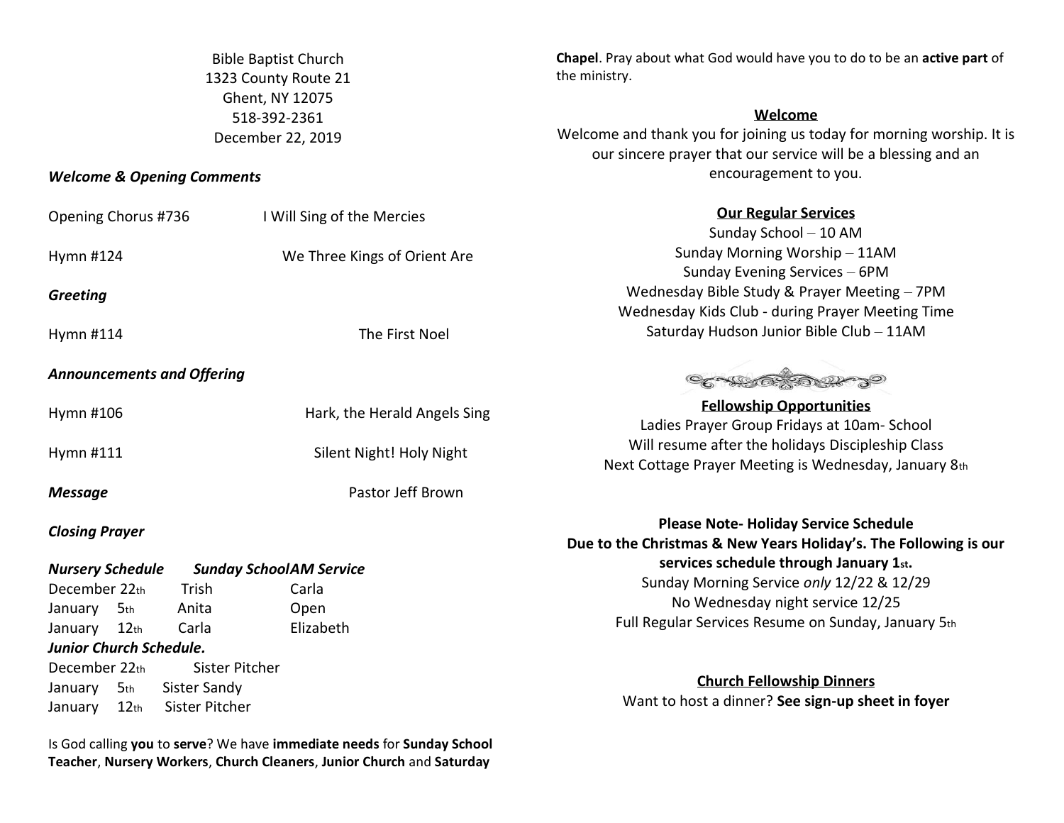Bible Baptist Church
1323 County Route 21
Ghent, NY 12075
518-392-2361
December 22, 2019

***Welcome & Opening Comments***

Opening Chorus #736 — I Will Sing of the Mercies

Hymn #124 — We Three Kings of Orient Are

***Greeting***

Hymn #114 — The First Noel

***Announcements and Offering***

Hymn #106 — Hark, the Herald Angels Sing

Hymn #111 — Silent Night! Holy Night

***Message*** — Pastor Jeff Brown

***Closing Prayer***

| *Nursery Schedule* | *Sunday School* | *AM Service* |
|---|---|---|
| December 22th | Trish | Carla |
| January 5th | Anita | Open |
| January 12th | Carla | Elizabeth |

***Junior Church Schedule.***

| | |
|---|---|
| December 22th | Sister Pitcher |
| January 5th | Sister Sandy |
| January 12th | Sister Pitcher |

Is God calling **you** to **serve**? We have **immediate needs** for **Sunday School Teacher**, **Nursery Workers**, **Church Cleaners**, **Junior Church** and **Saturday Chapel**. Pray about what God would have you to do to be an **active part** of the ministry.

**Welcome**

Welcome and thank you for joining us today for morning worship. It is our sincere prayer that our service will be a blessing and an encouragement to you.

**Our Regular Services**

Sunday School – 10 AM
Sunday Morning Worship – 11AM
Sunday Evening Services – 6PM
Wednesday Bible Study & Prayer Meeting – 7PM
Wednesday Kids Club - during Prayer Meeting Time
Saturday Hudson Junior Bible Club – 11AM

**Fellowship Opportunities**

Ladies Prayer Group Fridays at 10am- School
Will resume after the holidays Discipleship Class
Next Cottage Prayer Meeting is Wednesday, January 8th

**Please Note- Holiday Service Schedule**
**Due to the Christmas & New Years Holiday's. The Following is our services schedule through January 1st.**

Sunday Morning Service *only* 12/22 & 12/29
No Wednesday night service 12/25
Full Regular Services Resume on Sunday, January 5th

**Church Fellowship Dinners**

Want to host a dinner? **See sign-up sheet in foyer**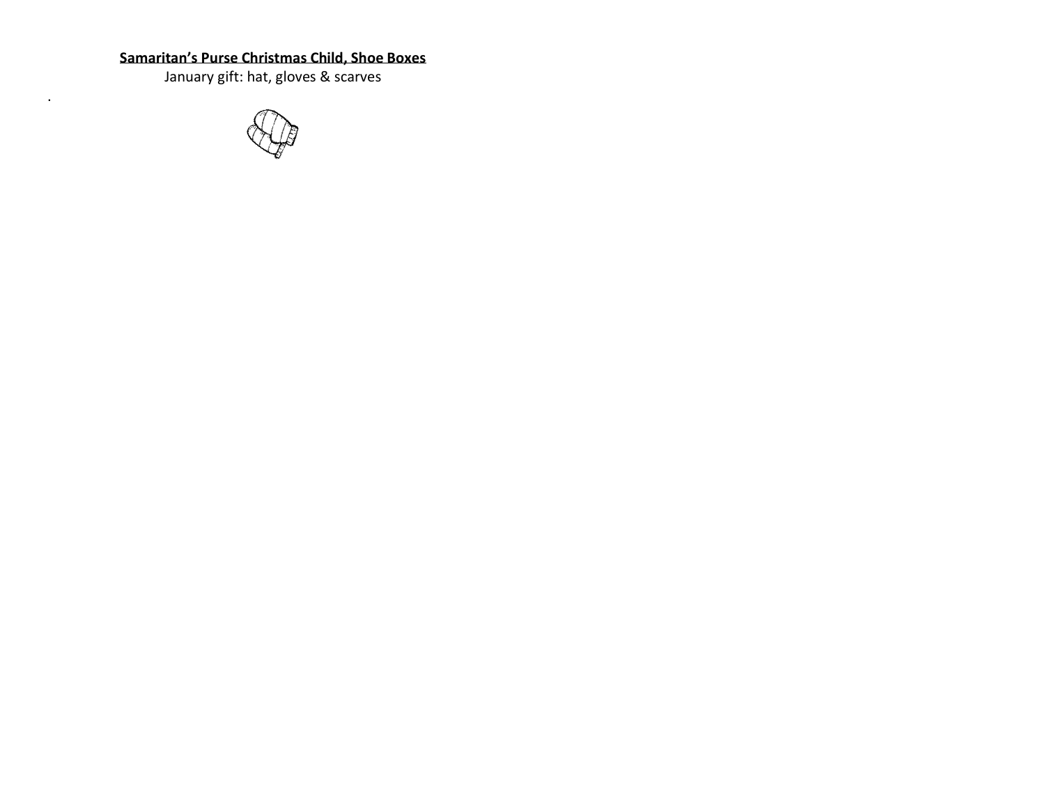**Samaritan's Purse Christmas Child, Shoe Boxes**

January gift: hat, gloves & scarves